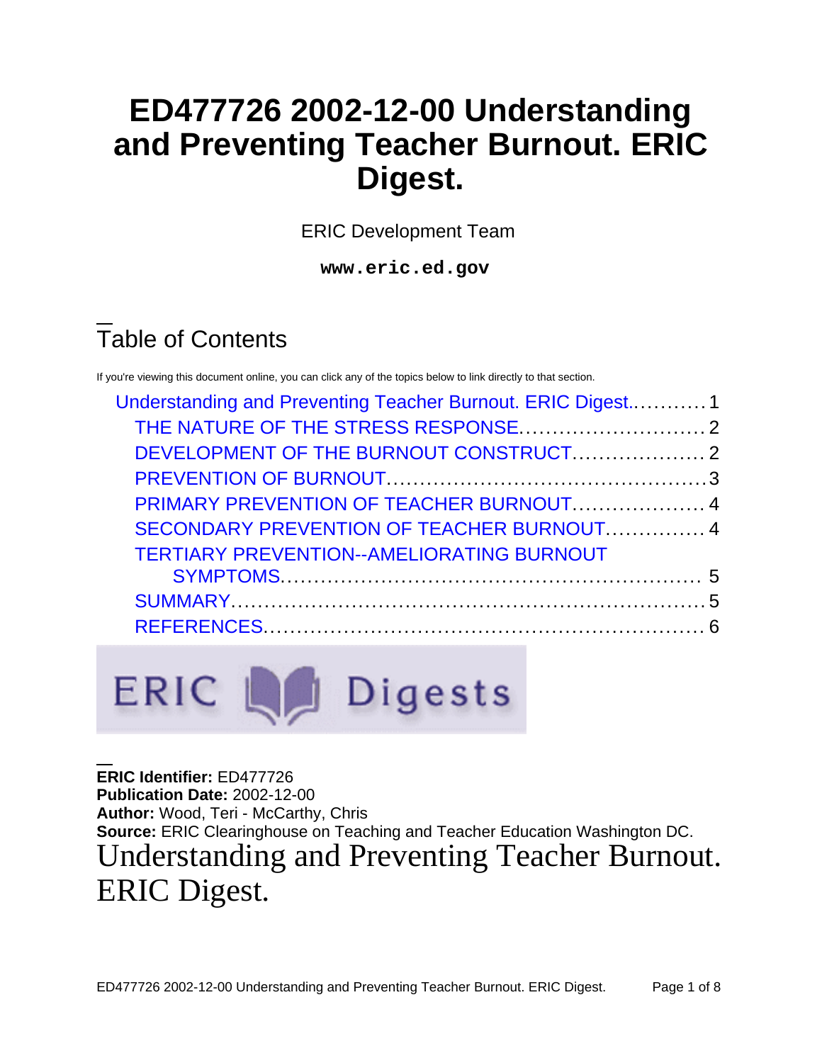# ED477726 2002-12-00 Understanding and Preventing Teacher Burnout. ERIC Digest.

ERIC Development Team

**www.eric.ed.gov**

## Table of Contents

If you're viewing this document online, you can click any of the topics below to link directly to that section.

- Understanding and Preventing Teacher Burnout. ERIC Digest............1
  - THE NATURE OF THE STRESS RESPONSE............................2
  - DEVELOPMENT OF THE BURNOUT CONSTRUCT....................2
  - PREVENTION OF BURNOUT...............................................3
  - PRIMARY PREVENTION OF TEACHER BURNOUT....................4
  - SECONDARY PREVENTION OF TEACHER BURNOUT...............4
  - TERTIARY PREVENTION--AMELIORATING BURNOUT SYMPTOMS............................................................ 5
  - SUMMARY.....................................................................5
  - REFERENCES.................................................................6

**ERIC Identifier:** ED477726
**Publication Date:** 2002-12-00
**Author:** Wood, Teri - McCarthy, Chris
**Source:** ERIC Clearinghouse on Teaching and Teacher Education Washington DC.

# Understanding and Preventing Teacher Burnout. ERIC Digest.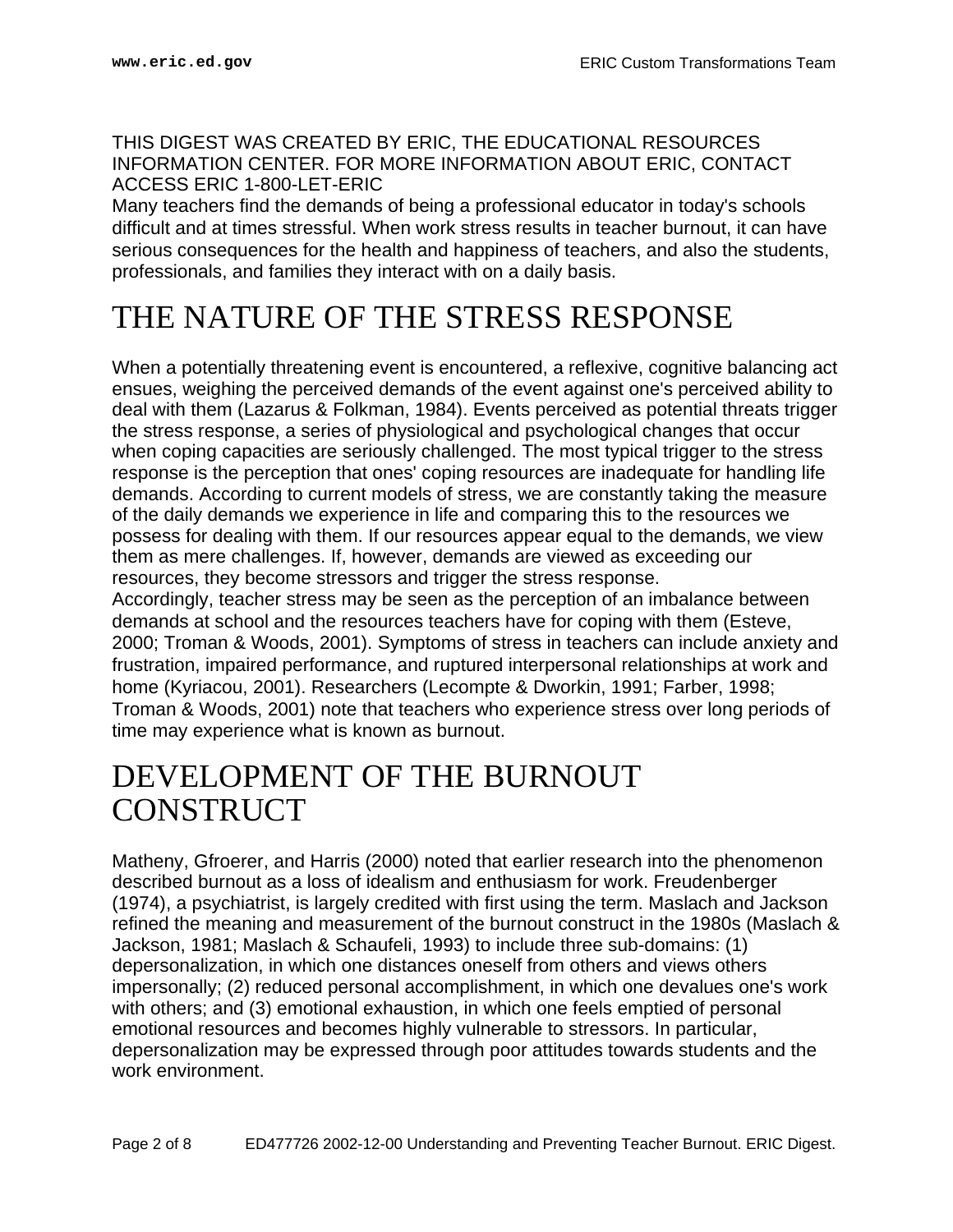THIS DIGEST WAS CREATED BY ERIC, THE EDUCATIONAL RESOURCES INFORMATION CENTER. FOR MORE INFORMATION ABOUT ERIC, CONTACT ACCESS ERIC 1-800-LET-ERIC

Many teachers find the demands of being a professional educator in today's schools difficult and at times stressful. When work stress results in teacher burnout, it can have serious consequences for the health and happiness of teachers, and also the students, professionals, and families they interact with on a daily basis.

# THE NATURE OF THE STRESS RESPONSE

When a potentially threatening event is encountered, a reflexive, cognitive balancing act ensues, weighing the perceived demands of the event against one's perceived ability to deal with them (Lazarus & Folkman, 1984). Events perceived as potential threats trigger the stress response, a series of physiological and psychological changes that occur when coping capacities are seriously challenged. The most typical trigger to the stress response is the perception that ones' coping resources are inadequate for handling life demands. According to current models of stress, we are constantly taking the measure of the daily demands we experience in life and comparing this to the resources we possess for dealing with them. If our resources appear equal to the demands, we view them as mere challenges. If, however, demands are viewed as exceeding our resources, they become stressors and trigger the stress response.

Accordingly, teacher stress may be seen as the perception of an imbalance between demands at school and the resources teachers have for coping with them (Esteve, 2000; Troman & Woods, 2001). Symptoms of stress in teachers can include anxiety and frustration, impaired performance, and ruptured interpersonal relationships at work and home (Kyriacou, 2001). Researchers (Lecompte & Dworkin, 1991; Farber, 1998; Troman & Woods, 2001) note that teachers who experience stress over long periods of time may experience what is known as burnout.

# DEVELOPMENT OF THE BURNOUT CONSTRUCT

Matheny, Gfroerer, and Harris (2000) noted that earlier research into the phenomenon described burnout as a loss of idealism and enthusiasm for work. Freudenberger (1974), a psychiatrist, is largely credited with first using the term. Maslach and Jackson refined the meaning and measurement of the burnout construct in the 1980s (Maslach & Jackson, 1981; Maslach & Schaufeli, 1993) to include three sub-domains: (1) depersonalization, in which one distances oneself from others and views others impersonally; (2) reduced personal accomplishment, in which one devalues one's work with others; and (3) emotional exhaustion, in which one feels emptied of personal emotional resources and becomes highly vulnerable to stressors. In particular, depersonalization may be expressed through poor attitudes towards students and the work environment.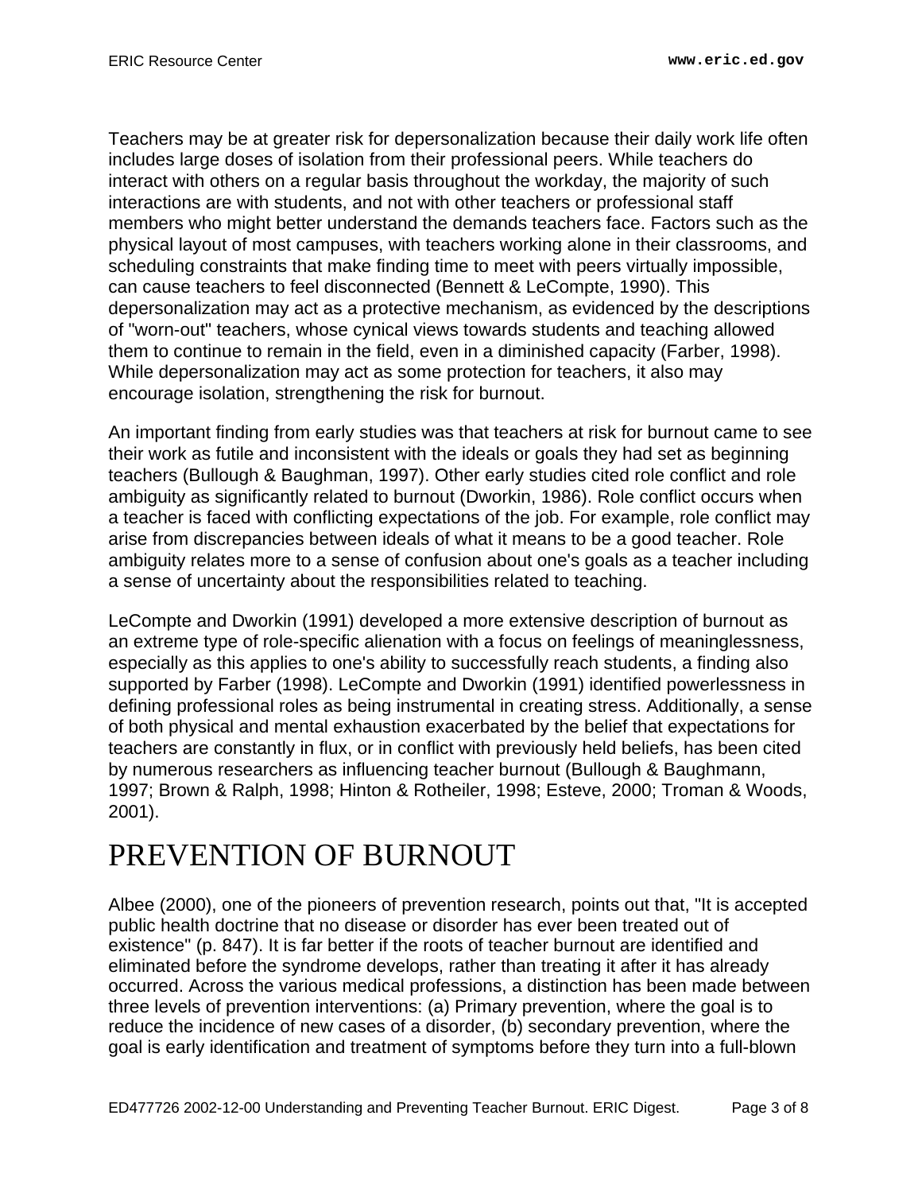Teachers may be at greater risk for depersonalization because their daily work life often includes large doses of isolation from their professional peers. While teachers do interact with others on a regular basis throughout the workday, the majority of such interactions are with students, and not with other teachers or professional staff members who might better understand the demands teachers face. Factors such as the physical layout of most campuses, with teachers working alone in their classrooms, and scheduling constraints that make finding time to meet with peers virtually impossible, can cause teachers to feel disconnected (Bennett & LeCompte, 1990). This depersonalization may act as a protective mechanism, as evidenced by the descriptions of "worn-out" teachers, whose cynical views towards students and teaching allowed them to continue to remain in the field, even in a diminished capacity (Farber, 1998). While depersonalization may act as some protection for teachers, it also may encourage isolation, strengthening the risk for burnout.

An important finding from early studies was that teachers at risk for burnout came to see their work as futile and inconsistent with the ideals or goals they had set as beginning teachers (Bullough & Baughman, 1997). Other early studies cited role conflict and role ambiguity as significantly related to burnout (Dworkin, 1986). Role conflict occurs when a teacher is faced with conflicting expectations of the job. For example, role conflict may arise from discrepancies between ideals of what it means to be a good teacher. Role ambiguity relates more to a sense of confusion about one's goals as a teacher including a sense of uncertainty about the responsibilities related to teaching.

LeCompte and Dworkin (1991) developed a more extensive description of burnout as an extreme type of role-specific alienation with a focus on feelings of meaninglessness, especially as this applies to one's ability to successfully reach students, a finding also supported by Farber (1998). LeCompte and Dworkin (1991) identified powerlessness in defining professional roles as being instrumental in creating stress. Additionally, a sense of both physical and mental exhaustion exacerbated by the belief that expectations for teachers are constantly in flux, or in conflict with previously held beliefs, has been cited by numerous researchers as influencing teacher burnout (Bullough & Baughmann, 1997; Brown & Ralph, 1998; Hinton & Rotheiler, 1998; Esteve, 2000; Troman & Woods, 2001).

# PREVENTION OF BURNOUT

Albee (2000), one of the pioneers of prevention research, points out that, "It is accepted public health doctrine that no disease or disorder has ever been treated out of existence" (p. 847). It is far better if the roots of teacher burnout are identified and eliminated before the syndrome develops, rather than treating it after it has already occurred. Across the various medical professions, a distinction has been made between three levels of prevention interventions: (a) Primary prevention, where the goal is to reduce the incidence of new cases of a disorder, (b) secondary prevention, where the goal is early identification and treatment of symptoms before they turn into a full-blown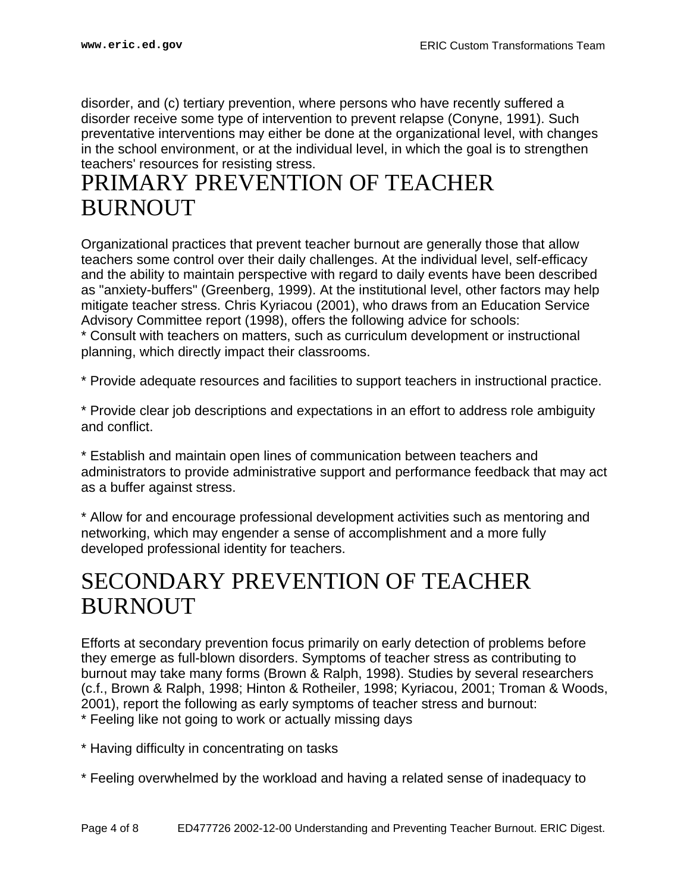disorder, and (c) tertiary prevention, where persons who have recently suffered a disorder receive some type of intervention to prevent relapse (Conyne, 1991). Such preventative interventions may either be done at the organizational level, with changes in the school environment, or at the individual level, in which the goal is to strengthen teachers' resources for resisting stress.

# PRIMARY PREVENTION OF TEACHER BURNOUT

Organizational practices that prevent teacher burnout are generally those that allow teachers some control over their daily challenges. At the individual level, self-efficacy and the ability to maintain perspective with regard to daily events have been described as "anxiety-buffers" (Greenberg, 1999). At the institutional level, other factors may help mitigate teacher stress. Chris Kyriacou (2001), who draws from an Education Service Advisory Committee report (1998), offers the following advice for schools:

* Consult with teachers on matters, such as curriculum development or instructional planning, which directly impact their classrooms.

* Provide adequate resources and facilities to support teachers in instructional practice.

* Provide clear job descriptions and expectations in an effort to address role ambiguity and conflict.

* Establish and maintain open lines of communication between teachers and administrators to provide administrative support and performance feedback that may act as a buffer against stress.

* Allow for and encourage professional development activities such as mentoring and networking, which may engender a sense of accomplishment and a more fully developed professional identity for teachers.

# SECONDARY PREVENTION OF TEACHER BURNOUT

Efforts at secondary prevention focus primarily on early detection of problems before they emerge as full-blown disorders. Symptoms of teacher stress as contributing to burnout may take many forms (Brown & Ralph, 1998). Studies by several researchers (c.f., Brown & Ralph, 1998; Hinton & Rotheiler, 1998; Kyriacou, 2001; Troman & Woods, 2001), report the following as early symptoms of teacher stress and burnout:

* Feeling like not going to work or actually missing days

* Having difficulty in concentrating on tasks

* Feeling overwhelmed by the workload and having a related sense of inadequacy to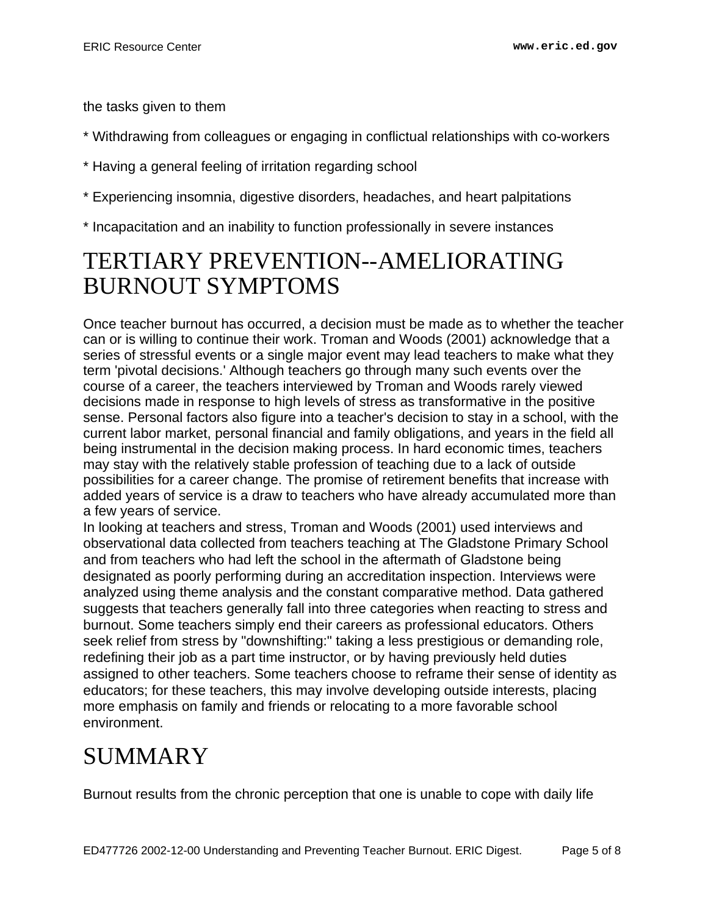the tasks given to them

* Withdrawing from colleagues or engaging in conflictual relationships with co-workers

* Having a general feeling of irritation regarding school

* Experiencing insomnia, digestive disorders, headaches, and heart palpitations

* Incapacitation and an inability to function professionally in severe instances

# TERTIARY PREVENTION--AMELIORATING BURNOUT SYMPTOMS

Once teacher burnout has occurred, a decision must be made as to whether the teacher can or is willing to continue their work. Troman and Woods (2001) acknowledge that a series of stressful events or a single major event may lead teachers to make what they term 'pivotal decisions.' Although teachers go through many such events over the course of a career, the teachers interviewed by Troman and Woods rarely viewed decisions made in response to high levels of stress as transformative in the positive sense. Personal factors also figure into a teacher's decision to stay in a school, with the current labor market, personal financial and family obligations, and years in the field all being instrumental in the decision making process. In hard economic times, teachers may stay with the relatively stable profession of teaching due to a lack of outside possibilities for a career change. The promise of retirement benefits that increase with added years of service is a draw to teachers who have already accumulated more than a few years of service.

In looking at teachers and stress, Troman and Woods (2001) used interviews and observational data collected from teachers teaching at The Gladstone Primary School and from teachers who had left the school in the aftermath of Gladstone being designated as poorly performing during an accreditation inspection. Interviews were analyzed using theme analysis and the constant comparative method. Data gathered suggests that teachers generally fall into three categories when reacting to stress and burnout. Some teachers simply end their careers as professional educators. Others seek relief from stress by "downshifting:" taking a less prestigious or demanding role, redefining their job as a part time instructor, or by having previously held duties assigned to other teachers. Some teachers choose to reframe their sense of identity as educators; for these teachers, this may involve developing outside interests, placing more emphasis on family and friends or relocating to a more favorable school environment.

# SUMMARY

Burnout results from the chronic perception that one is unable to cope with daily life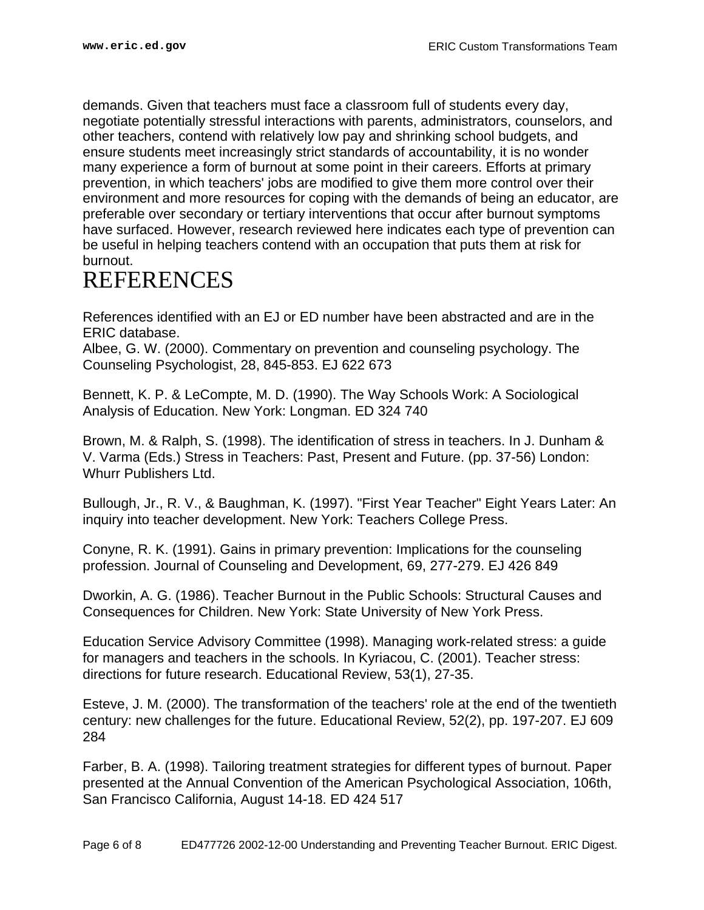demands. Given that teachers must face a classroom full of students every day, negotiate potentially stressful interactions with parents, administrators, counselors, and other teachers, contend with relatively low pay and shrinking school budgets, and ensure students meet increasingly strict standards of accountability, it is no wonder many experience a form of burnout at some point in their careers. Efforts at primary prevention, in which teachers' jobs are modified to give them more control over their environment and more resources for coping with the demands of being an educator, are preferable over secondary or tertiary interventions that occur after burnout symptoms have surfaced. However, research reviewed here indicates each type of prevention can be useful in helping teachers contend with an occupation that puts them at risk for burnout.

# REFERENCES

References identified with an EJ or ED number have been abstracted and are in the ERIC database.

Albee, G. W. (2000). Commentary on prevention and counseling psychology. The Counseling Psychologist, 28, 845-853. EJ 622 673

Bennett, K. P. & LeCompte, M. D. (1990). The Way Schools Work: A Sociological Analysis of Education. New York: Longman. ED 324 740

Brown, M. & Ralph, S. (1998). The identification of stress in teachers. In J. Dunham & V. Varma (Eds.) Stress in Teachers: Past, Present and Future. (pp. 37-56) London: Whurr Publishers Ltd.

Bullough, Jr., R. V., & Baughman, K. (1997). "First Year Teacher" Eight Years Later: An inquiry into teacher development. New York: Teachers College Press.

Conyne, R. K. (1991). Gains in primary prevention: Implications for the counseling profession. Journal of Counseling and Development, 69, 277-279. EJ 426 849

Dworkin, A. G. (1986). Teacher Burnout in the Public Schools: Structural Causes and Consequences for Children. New York: State University of New York Press.

Education Service Advisory Committee (1998). Managing work-related stress: a guide for managers and teachers in the schools. In Kyriacou, C. (2001). Teacher stress: directions for future research. Educational Review, 53(1), 27-35.

Esteve, J. M. (2000). The transformation of the teachers' role at the end of the twentieth century: new challenges for the future. Educational Review, 52(2), pp. 197-207. EJ 609 284

Farber, B. A. (1998). Tailoring treatment strategies for different types of burnout. Paper presented at the Annual Convention of the American Psychological Association, 106th, San Francisco California, August 14-18. ED 424 517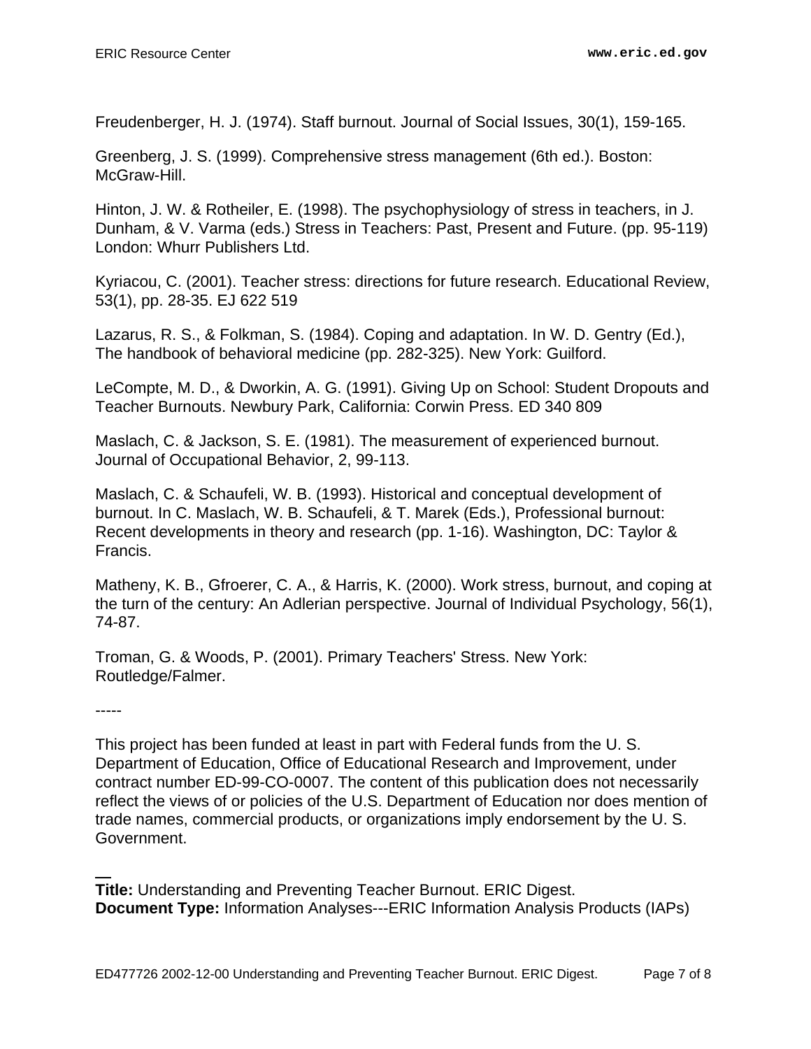Freudenberger, H. J. (1974). Staff burnout. Journal of Social Issues, 30(1), 159-165.

Greenberg, J. S. (1999). Comprehensive stress management (6th ed.). Boston: McGraw-Hill.

Hinton, J. W. & Rotheiler, E. (1998). The psychophysiology of stress in teachers, in J. Dunham, & V. Varma (eds.) Stress in Teachers: Past, Present and Future. (pp. 95-119) London: Whurr Publishers Ltd.

Kyriacou, C. (2001). Teacher stress: directions for future research. Educational Review, 53(1), pp. 28-35. EJ 622 519

Lazarus, R. S., & Folkman, S. (1984). Coping and adaptation. In W. D. Gentry (Ed.), The handbook of behavioral medicine (pp. 282-325). New York: Guilford.

LeCompte, M. D., & Dworkin, A. G. (1991). Giving Up on School: Student Dropouts and Teacher Burnouts. Newbury Park, California: Corwin Press. ED 340 809

Maslach, C. & Jackson, S. E. (1981). The measurement of experienced burnout. Journal of Occupational Behavior, 2, 99-113.

Maslach, C. & Schaufeli, W. B. (1993). Historical and conceptual development of burnout. In C. Maslach, W. B. Schaufeli, & T. Marek (Eds.), Professional burnout: Recent developments in theory and research (pp. 1-16). Washington, DC: Taylor & Francis.

Matheny, K. B., Gfroerer, C. A., & Harris, K. (2000). Work stress, burnout, and coping at the turn of the century: An Adlerian perspective. Journal of Individual Psychology, 56(1), 74-87.

Troman, G. & Woods, P. (2001). Primary Teachers' Stress. New York: Routledge/Falmer.

-----

This project has been funded at least in part with Federal funds from the U. S. Department of Education, Office of Educational Research and Improvement, under contract number ED-99-CO-0007. The content of this publication does not necessarily reflect the views of or policies of the U.S. Department of Education nor does mention of trade names, commercial products, or organizations imply endorsement by the U. S. Government.

---

**Title:** Understanding and Preventing Teacher Burnout. ERIC Digest.
**Document Type:** Information Analyses---ERIC Information Analysis Products (IAPs)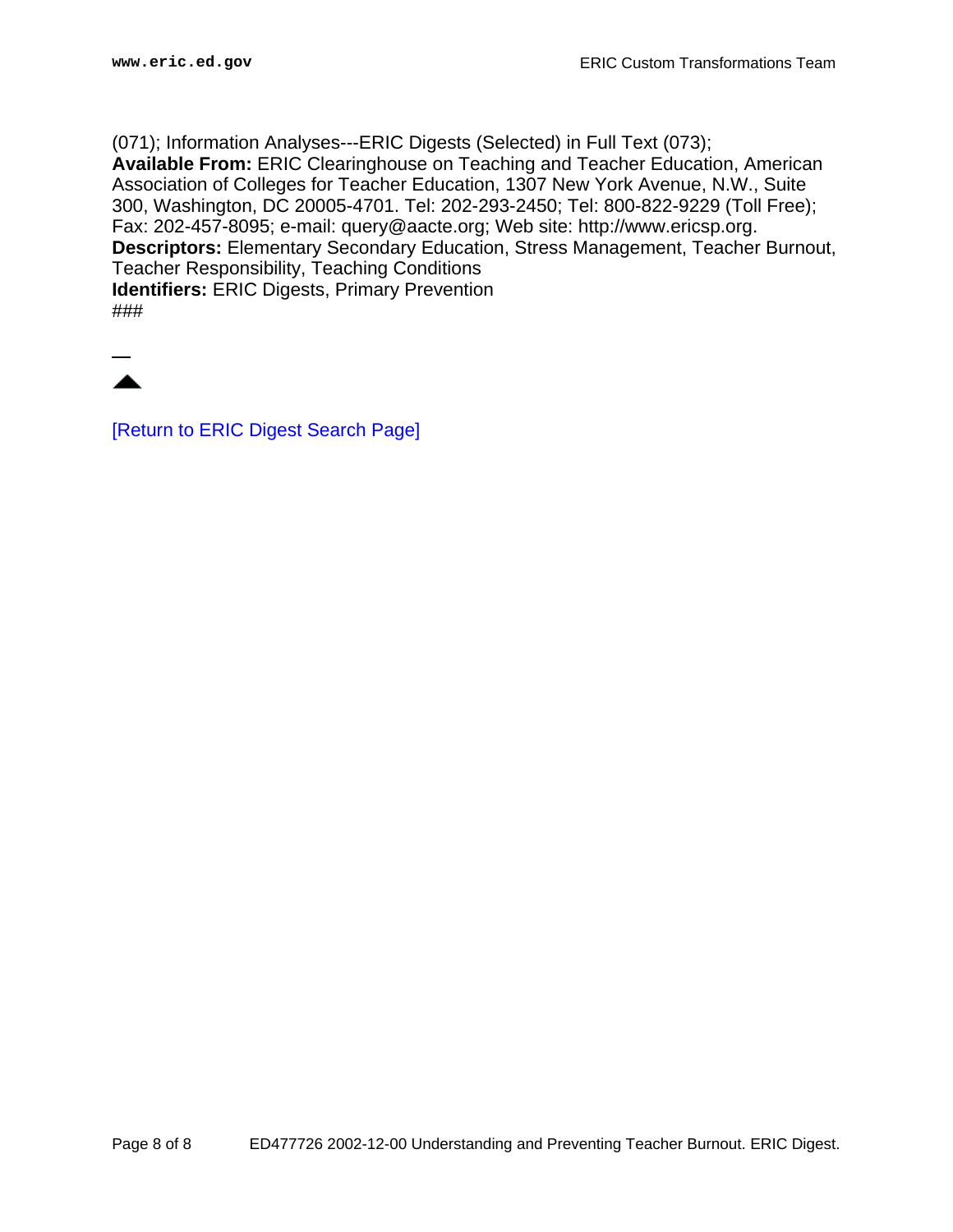(071); Information Analyses---ERIC Digests (Selected) in Full Text (073);
**Available From:** ERIC Clearinghouse on Teaching and Teacher Education, American Association of Colleges for Teacher Education, 1307 New York Avenue, N.W., Suite 300, Washington, DC 20005-4701. Tel: 202-293-2450; Tel: 800-822-9229 (Toll Free); Fax: 202-457-8095; e-mail: query@aacte.org; Web site: http://www.ericsp.org.
**Descriptors:** Elementary Secondary Education, Stress Management, Teacher Burnout, Teacher Responsibility, Teaching Conditions
**Identifiers:** ERIC Digests, Primary Prevention
###

[Return to ERIC Digest Search Page]